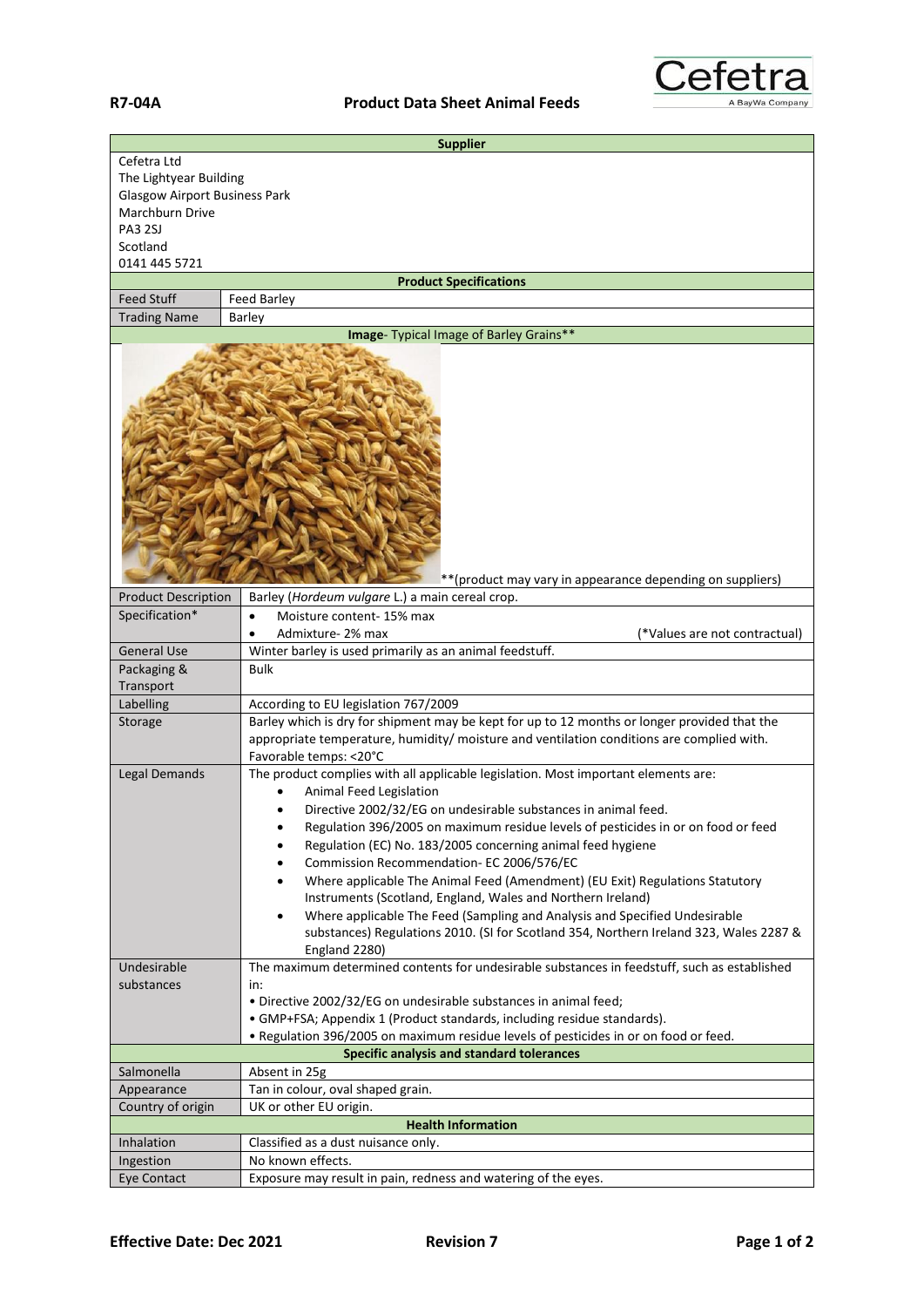**R7-04A** **Product Data Sheet Animal Feeds**

| **Supplier** | |
|---|---|
| Cefetra Ltd<br>The Lightyear Building<br>Glasgow Airport Business Park<br>Marchburn Drive<br>PA3 2SJ<br>Scotland<br>0141 445 5721 | |
| **Product Specifications** | |
| Feed Stuff | Feed Barley |
| Trading Name | Barley |
| **Image**- Typical Image of Barley Grains** | |
| | **(product may vary in appearance depending on suppliers) |
| Product Description | Barley (*Hordeum vulgare* L.) a main cereal crop. |
| Specification* | • Moisture content- 15% max<br>• Admixture- 2% max (*Values are not contractual) |
| General Use | Winter barley is used primarily as an animal feedstuff. |
| Packaging & Transport | Bulk |
| Labelling | According to EU legislation 767/2009 |
| Storage | Barley which is dry for shipment may be kept for up to 12 months or longer provided that the appropriate temperature, humidity/ moisture and ventilation conditions are complied with.<br>Favorable temps: <20°C |
| Legal Demands | The product complies with all applicable legislation. Most important elements are:<br>• Animal Feed Legislation<br>• Directive 2002/32/EG on undesirable substances in animal feed.<br>• Regulation 396/2005 on maximum residue levels of pesticides in or on food or feed<br>• Regulation (EC) No. 183/2005 concerning animal feed hygiene<br>• Commission Recommendation- EC 2006/576/EC<br>• Where applicable The Animal Feed (Amendment) (EU Exit) Regulations Statutory Instruments (Scotland, England, Wales and Northern Ireland)<br>• Where applicable The Feed (Sampling and Analysis and Specified Undesirable substances) Regulations 2010. (SI for Scotland 354, Northern Ireland 323, Wales 2287 & England 2280) |
| Undesirable substances | The maximum determined contents for undesirable substances in feedstuff, such as established in:<br>• Directive 2002/32/EG on undesirable substances in animal feed;<br>• GMP+FSA; Appendix 1 (Product standards, including residue standards).<br>• Regulation 396/2005 on maximum residue levels of pesticides in or on food or feed. |
| **Specific analysis and standard tolerances** | |
| Salmonella | Absent in 25g |
| Appearance | Tan in colour, oval shaped grain. |
| Country of origin | UK or other EU origin. |
| **Health Information** | |
| Inhalation | Classified as a dust nuisance only. |
| Ingestion | No known effects. |
| Eye Contact | Exposure may result in pain, redness and watering of the eyes. |

**Effective Date: Dec 2021** **Revision 7**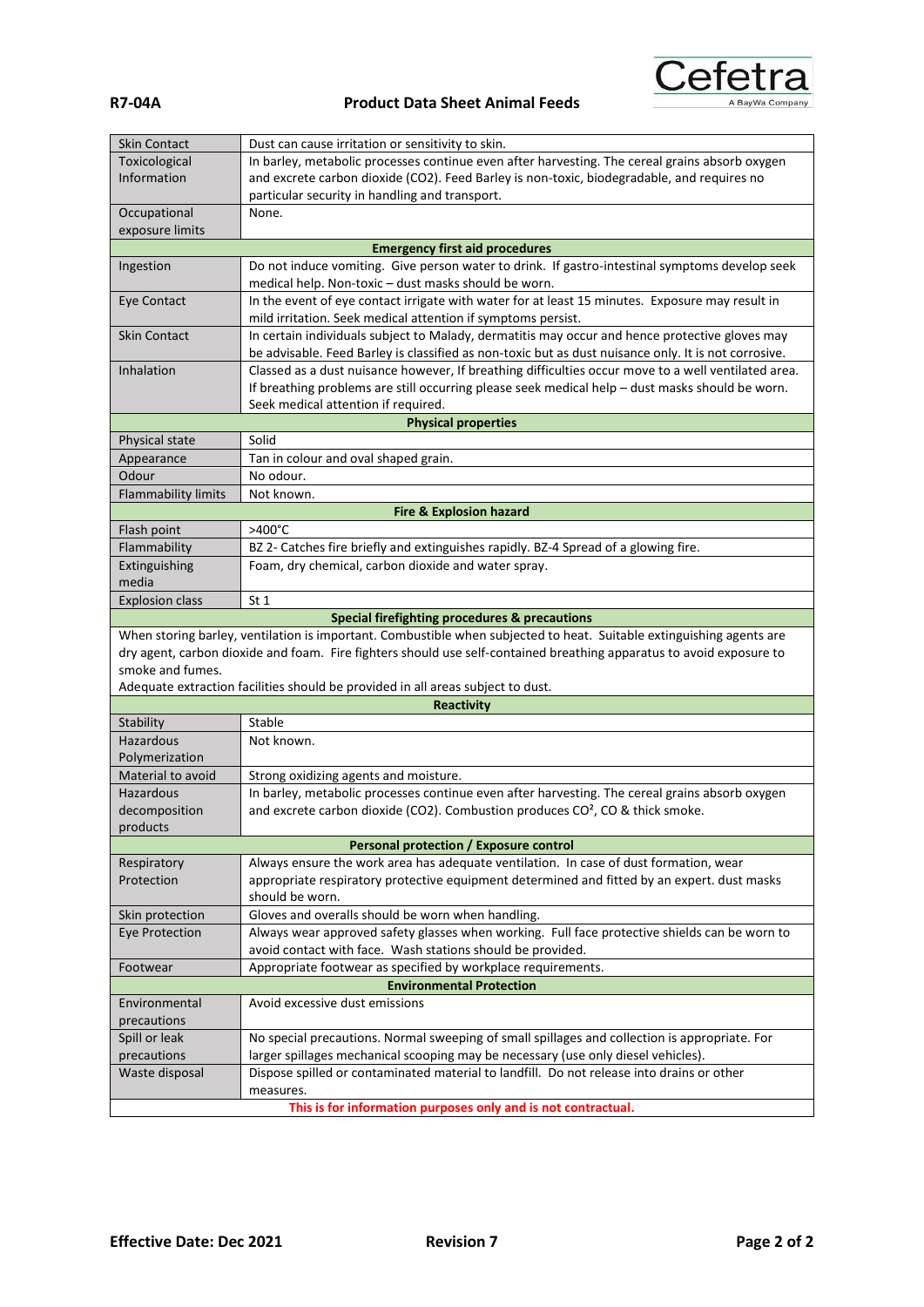| | |
|---|---|
| Skin Contact | Dust can cause irritation or sensitivity to skin. |
| Toxicological Information | In barley, metabolic processes continue even after harvesting. The cereal grains absorb oxygen and excrete carbon dioxide ($CO_2$). Feed Barley is non-toxic, biodegradable, and requires no particular security in handling and transport. |
| Occupational exposure limits | None. |
| **Emergency first aid procedures** | |
| Ingestion | Do not induce vomiting. Give person water to drink. If gastro-intestinal symptoms develop seek medical help. Non-toxic – dust masks should be worn. |
| Eye Contact | In the event of eye contact irrigate with water for at least 15 minutes. Exposure may result in mild irritation. Seek medical attention if symptoms persist. |
| Skin Contact | In certain individuals subject to Malady, dermatitis may occur and hence protective gloves may be advisable. Feed Barley is classified as non-toxic but as dust nuisance only. It is not corrosive. |
| Inhalation | Classed as a dust nuisance however, If breathing difficulties occur move to a well ventilated area. If breathing problems are still occurring please seek medical help – dust masks should be worn. Seek medical attention if required. |
| **Physical properties** | |
| Physical state | Solid |
| Appearance | Tan in colour and oval shaped grain. |
| Odour | No odour. |
| Flammability limits | Not known. |
| **Fire & Explosion hazard** | |
| Flash point | >400°C |
| Flammability | BZ 2- Catches fire briefly and extinguishes rapidly. BZ-4 Spread of a glowing fire. |
| Extinguishing media | Foam, dry chemical, carbon dioxide and water spray. |
| Explosion class | St 1 |
| **Special firefighting procedures & precautions** | |
| When storing barley, ventilation is important. Combustible when subjected to heat. Suitable extinguishing agents are dry agent, carbon dioxide and foam. Fire fighters should use self-contained breathing apparatus to avoid exposure to smoke and fumes. Adequate extraction facilities should be provided in all areas subject to dust. | |
| **Reactivity** | |
| Stability | Stable |
| Hazardous Polymerization | Not known. |
| Material to avoid | Strong oxidizing agents and moisture. |
| Hazardous decomposition products | In barley, metabolic processes continue even after harvesting. The cereal grains absorb oxygen and excrete carbon dioxide ($CO_2$). Combustion produces $CO^2$, CO & thick smoke. |
| **Personal protection / Exposure control** | |
| Respiratory Protection | Always ensure the work area has adequate ventilation. In case of dust formation, wear appropriate respiratory protective equipment determined and fitted by an expert. dust masks should be worn. |
| Skin protection | Gloves and overalls should be worn when handling. |
| Eye Protection | Always wear approved safety glasses when working. Full face protective shields can be worn to avoid contact with face. Wash stations should be provided. |
| Footwear | Appropriate footwear as specified by workplace requirements. |
| **Environmental Protection** | |
| Environmental precautions | Avoid excessive dust emissions |
| Spill or leak precautions | No special precautions. Normal sweeping of small spillages and collection is appropriate. For larger spillages mechanical scooping may be necessary (use only diesel vehicles). |
| Waste disposal | Dispose spilled or contaminated material to landfill. Do not release into drains or other measures. |
| **This is for information purposes only and is not contractual.** | |